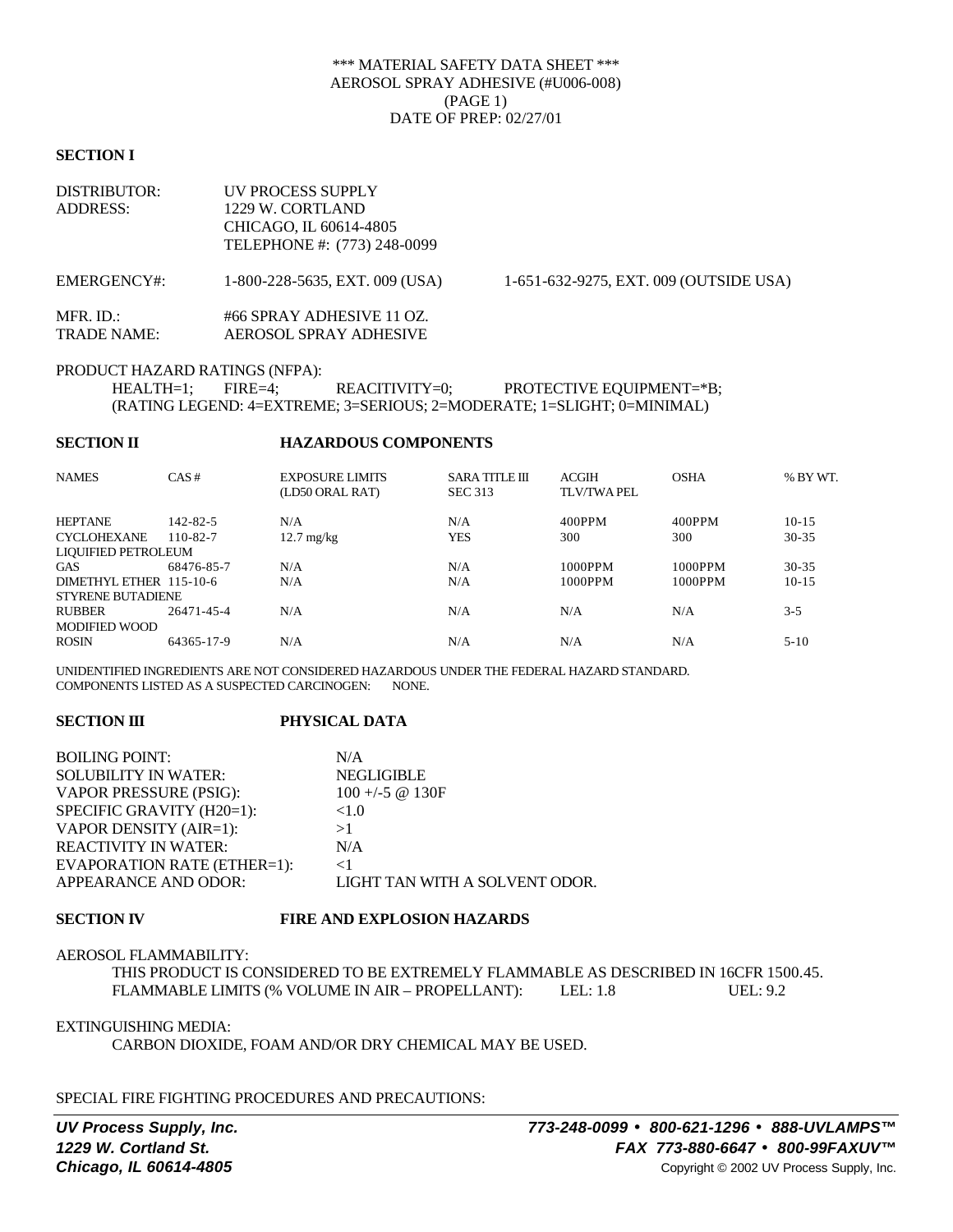\*\*\* MATERIAL SAFETY DATA SHEET \*\*\*
AEROSOL SPRAY ADHESIVE (#U006-008)
(PAGE 1)
DATE OF PREP: 02/27/01

## SECTION I

DISTRIBUTOR: UV PROCESS SUPPLY
ADDRESS: 1229 W. CORTLAND
CHICAGO, IL 60614-4805
TELEPHONE #: (773) 248-0099

EMERGENCY#: 1-800-228-5635, EXT. 009 (USA) 1-651-632-9275, EXT. 009 (OUTSIDE USA)

MFR. ID.: #66 SPRAY ADHESIVE 11 OZ.
TRADE NAME: AEROSOL SPRAY ADHESIVE

PRODUCT HAZARD RATINGS (NFPA):
HEALTH=1; FIRE=4; REACITIVITY=0; PROTECTIVE EQUIPMENT=*B;
(RATING LEGEND: 4=EXTREME; 3=SERIOUS; 2=MODERATE; 1=SLIGHT; 0=MINIMAL)

## SECTION II HAZARDOUS COMPONENTS

| NAMES | CAS # | EXPOSURE LIMITS (LD50 ORAL RAT) | SARA TITLE III SEC 313 | ACGIH TLV/TWA PEL | OSHA | % BY WT. |
|---|---|---|---|---|---|---|
| HEPTANE | 142-82-5 | N/A | N/A | 400PPM | 400PPM | 10-15 |
| CYCLOHEXANE | 110-82-7 | 12.7 mg/kg | YES | 300 | 300 | 30-35 |
| LIQUIFIED PETROLEUM GAS | 68476-85-7 | N/A | N/A | 1000PPM | 1000PPM | 30-35 |
| DIMETHYL ETHER | 115-10-6 | N/A | N/A | 1000PPM | 1000PPM | 10-15 |
| STYRENE BUTADIENE RUBBER | 26471-45-4 | N/A | N/A | N/A | N/A | 3-5 |
| MODIFIED WOOD ROSIN | 64365-17-9 | N/A | N/A | N/A | N/A | 5-10 |

UNIDENTIFIED INGREDIENTS ARE NOT CONSIDERED HAZARDOUS UNDER THE FEDERAL HAZARD STANDARD.
COMPONENTS LISTED AS A SUSPECTED CARCINOGEN: NONE.

## SECTION III PHYSICAL DATA

| | |
|---|---|
| BOILING POINT: | N/A |
| SOLUBILITY IN WATER: | NEGLIGIBLE |
| VAPOR PRESSURE (PSIG): | 100 +/-5 @ 130F |
| SPECIFIC GRAVITY (H20=1): | <1.0 |
| VAPOR DENSITY (AIR=1): | >1 |
| REACTIVITY IN WATER: | N/A |
| EVAPORATION RATE (ETHER=1): | <1 |
| APPEARANCE AND ODOR: | LIGHT TAN WITH A SOLVENT ODOR. |

## SECTION IV FIRE AND EXPLOSION HAZARDS

AEROSOL FLAMMABILITY:
THIS PRODUCT IS CONSIDERED TO BE EXTREMELY FLAMMABLE AS DESCRIBED IN 16CFR 1500.45.
FLAMMABLE LIMITS (% VOLUME IN AIR – PROPELLANT): LEL: 1.8 UEL: 9.2

EXTINGUISHING MEDIA:
CARBON DIOXIDE, FOAM AND/OR DRY CHEMICAL MAY BE USED.

SPECIAL FIRE FIGHTING PROCEDURES AND PRECAUTIONS: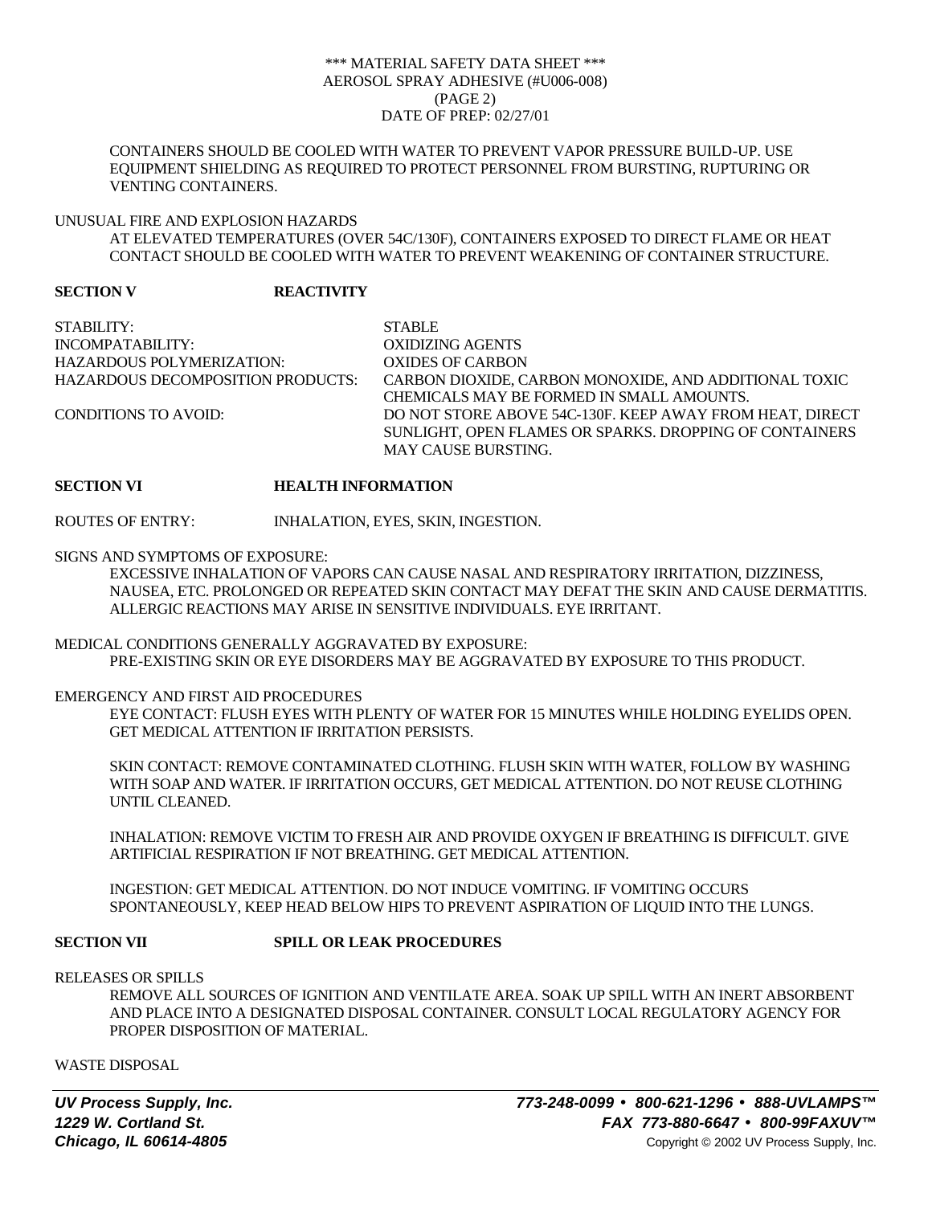CONTAINERS SHOULD BE COOLED WITH WATER TO PREVENT VAPOR PRESSURE BUILD-UP. USE EQUIPMENT SHIELDING AS REQUIRED TO PROTECT PERSONNEL FROM BURSTING, RUPTURING OR VENTING CONTAINERS.

UNUSUAL FIRE AND EXPLOSION HAZARDS

AT ELEVATED TEMPERATURES (OVER 54C/130F), CONTAINERS EXPOSED TO DIRECT FLAME OR HEAT CONTACT SHOULD BE COOLED WITH WATER TO PREVENT WEAKENING OF CONTAINER STRUCTURE.

## SECTION V REACTIVITY

| | |
|---|---|
| STABILITY: | STABLE |
| INCOMPATABILITY: | OXIDIZING AGENTS |
| HAZARDOUS POLYMERIZATION: | OXIDES OF CARBON |
| HAZARDOUS DECOMPOSITION PRODUCTS: | CARBON DIOXIDE, CARBON MONOXIDE, AND ADDITIONAL TOXIC CHEMICALS MAY BE FORMED IN SMALL AMOUNTS. |
| CONDITIONS TO AVOID: | DO NOT STORE ABOVE 54C-130F. KEEP AWAY FROM HEAT, DIRECT SUNLIGHT, OPEN FLAMES OR SPARKS. DROPPING OF CONTAINERS MAY CAUSE BURSTING. |

## SECTION VI HEALTH INFORMATION

ROUTES OF ENTRY: INHALATION, EYES, SKIN, INGESTION.

SIGNS AND SYMPTOMS OF EXPOSURE:

EXCESSIVE INHALATION OF VAPORS CAN CAUSE NASAL AND RESPIRATORY IRRITATION, DIZZINESS, NAUSEA, ETC. PROLONGED OR REPEATED SKIN CONTACT MAY DEFAT THE SKIN AND CAUSE DERMATITIS. ALLERGIC REACTIONS MAY ARISE IN SENSITIVE INDIVIDUALS. EYE IRRITANT.

MEDICAL CONDITIONS GENERALLY AGGRAVATED BY EXPOSURE:

PRE-EXISTING SKIN OR EYE DISORDERS MAY BE AGGRAVATED BY EXPOSURE TO THIS PRODUCT.

EMERGENCY AND FIRST AID PROCEDURES

EYE CONTACT: FLUSH EYES WITH PLENTY OF WATER FOR 15 MINUTES WHILE HOLDING EYELIDS OPEN. GET MEDICAL ATTENTION IF IRRITATION PERSISTS.

SKIN CONTACT: REMOVE CONTAMINATED CLOTHING. FLUSH SKIN WITH WATER, FOLLOW BY WASHING WITH SOAP AND WATER. IF IRRITATION OCCURS, GET MEDICAL ATTENTION. DO NOT REUSE CLOTHING UNTIL CLEANED.

INHALATION: REMOVE VICTIM TO FRESH AIR AND PROVIDE OXYGEN IF BREATHING IS DIFFICULT. GIVE ARTIFICIAL RESPIRATION IF NOT BREATHING. GET MEDICAL ATTENTION.

INGESTION: GET MEDICAL ATTENTION. DO NOT INDUCE VOMITING. IF VOMITING OCCURS SPONTANEOUSLY, KEEP HEAD BELOW HIPS TO PREVENT ASPIRATION OF LIQUID INTO THE LUNGS.

## SECTION VII SPILL OR LEAK PROCEDURES

RELEASES OR SPILLS

REMOVE ALL SOURCES OF IGNITION AND VENTILATE AREA. SOAK UP SPILL WITH AN INERT ABSORBENT AND PLACE INTO A DESIGNATED DISPOSAL CONTAINER. CONSULT LOCAL REGULATORY AGENCY FOR PROPER DISPOSITION OF MATERIAL.

WASTE DISPOSAL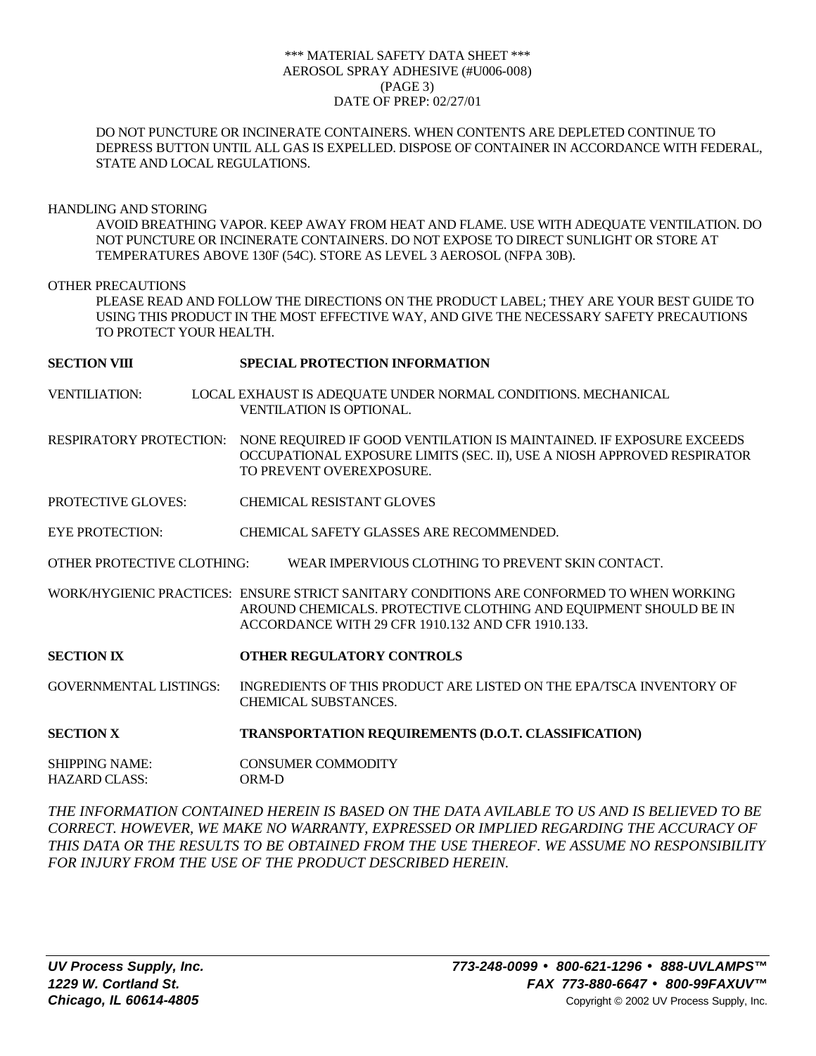DO NOT PUNCTURE OR INCINERATE CONTAINERS. WHEN CONTENTS ARE DEPLETED CONTINUE TO DEPRESS BUTTON UNTIL ALL GAS IS EXPELLED. DISPOSE OF CONTAINER IN ACCORDANCE WITH FEDERAL, STATE AND LOCAL REGULATIONS.

HANDLING AND STORING

AVOID BREATHING VAPOR. KEEP AWAY FROM HEAT AND FLAME. USE WITH ADEQUATE VENTILATION. DO NOT PUNCTURE OR INCINERATE CONTAINERS. DO NOT EXPOSE TO DIRECT SUNLIGHT OR STORE AT TEMPERATURES ABOVE 130F (54C). STORE AS LEVEL 3 AEROSOL (NFPA 30B).

OTHER PRECAUTIONS

PLEASE READ AND FOLLOW THE DIRECTIONS ON THE PRODUCT LABEL; THEY ARE YOUR BEST GUIDE TO USING THIS PRODUCT IN THE MOST EFFECTIVE WAY, AND GIVE THE NECESSARY SAFETY PRECAUTIONS TO PROTECT YOUR HEALTH.

## SECTION VIII SPECIAL PROTECTION INFORMATION

VENTILATION: LOCAL EXHAUST IS ADEQUATE UNDER NORMAL CONDITIONS. MECHANICAL VENTILATION IS OPTIONAL.

RESPIRATORY PROTECTION: NONE REQUIRED IF GOOD VENTILATION IS MAINTAINED. IF EXPOSURE EXCEEDS OCCUPATIONAL EXPOSURE LIMITS (SEC. II), USE A NIOSH APPROVED RESPIRATOR TO PREVENT OVEREXPOSURE.

PROTECTIVE GLOVES: CHEMICAL RESISTANT GLOVES

EYE PROTECTION: CHEMICAL SAFETY GLASSES ARE RECOMMENDED.

OTHER PROTECTIVE CLOTHING: WEAR IMPERVIOUS CLOTHING TO PREVENT SKIN CONTACT.

WORK/HYGIENIC PRACTICES: ENSURE STRICT SANITARY CONDITIONS ARE CONFORMED TO WHEN WORKING AROUND CHEMICALS. PROTECTIVE CLOTHING AND EQUIPMENT SHOULD BE IN ACCORDANCE WITH 29 CFR 1910.132 AND CFR 1910.133.

## SECTION IX OTHER REGULATORY CONTROLS

GOVERNMENTAL LISTINGS: INGREDIENTS OF THIS PRODUCT ARE LISTED ON THE EPA/TSCA INVENTORY OF CHEMICAL SUBSTANCES.

## SECTION X TRANSPORTATION REQUIREMENTS (D.O.T. CLASSIFICATION)

SHIPPING NAME: CONSUMER COMMODITY
HAZARD CLASS: ORM-D

*THE INFORMATION CONTAINED HEREIN IS BASED ON THE DATA AVILABLE TO US AND IS BELIEVED TO BE CORRECT. HOWEVER, WE MAKE NO WARRANTY, EXPRESSED OR IMPLIED REGARDING THE ACCURACY OF THIS DATA OR THE RESULTS TO BE OBTAINED FROM THE USE THEREOF. WE ASSUME NO RESPONSIBILITY FOR INJURY FROM THE USE OF THE PRODUCT DESCRIBED HEREIN.*